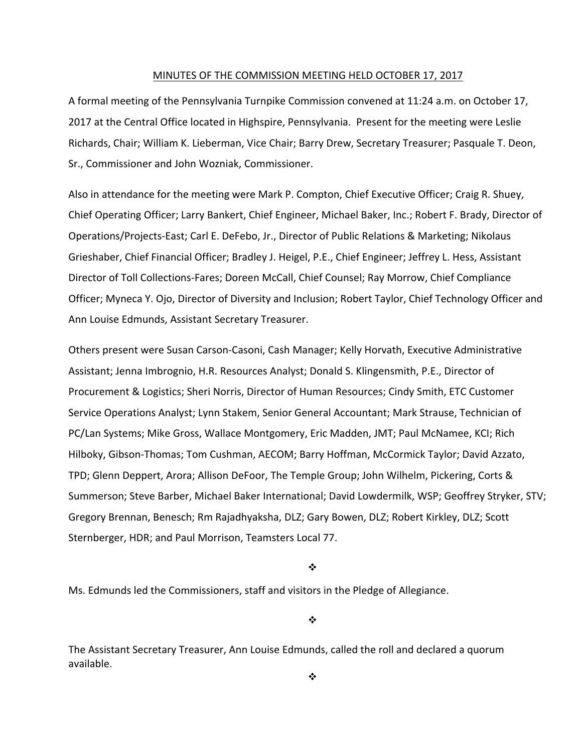MINUTES OF THE COMMISSION MEETING HELD OCTOBER 17, 2017

A formal meeting of the Pennsylvania Turnpike Commission convened at 11:24 a.m. on October 17, 2017 at the Central Office located in Highspire, Pennsylvania. Present for the meeting were Leslie Richards, Chair; William K. Lieberman, Vice Chair; Barry Drew, Secretary Treasurer; Pasquale T. Deon, Sr., Commissioner and John Wozniak, Commissioner.

Also in attendance for the meeting were Mark P. Compton, Chief Executive Officer; Craig R. Shuey, Chief Operating Officer; Larry Bankert, Chief Engineer, Michael Baker, Inc.; Robert F. Brady, Director of Operations/Projects-East; Carl E. DeFebo, Jr., Director of Public Relations & Marketing; Nikolaus Grieshaber, Chief Financial Officer; Bradley J. Heigel, P.E., Chief Engineer; Jeffrey L. Hess, Assistant Director of Toll Collections-Fares; Doreen McCall, Chief Counsel; Ray Morrow, Chief Compliance Officer; Myneca Y. Ojo, Director of Diversity and Inclusion; Robert Taylor, Chief Technology Officer and Ann Louise Edmunds, Assistant Secretary Treasurer.

Others present were Susan Carson-Casoni, Cash Manager; Kelly Horvath, Executive Administrative Assistant; Jenna Imbrognio, H.R. Resources Analyst; Donald S. Klingensmith, P.E., Director of Procurement & Logistics; Sheri Norris, Director of Human Resources; Cindy Smith, ETC Customer Service Operations Analyst; Lynn Stakem, Senior General Accountant; Mark Strause, Technician of PC/Lan Systems; Mike Gross, Wallace Montgomery, Eric Madden, JMT; Paul McNamee, KCI; Rich Hilboky, Gibson-Thomas; Tom Cushman, AECOM; Barry Hoffman, McCormick Taylor; David Azzato, TPD; Glenn Deppert, Arora; Allison DeFoor, The Temple Group; John Wilhelm, Pickering, Corts & Summerson; Steve Barber, Michael Baker International; David Lowdermilk, WSP; Geoffrey Stryker, STV; Gregory Brennan, Benesch; Rm Rajadhyaksha, DLZ; Gary Bowen, DLZ; Robert Kirkley, DLZ; Scott Sternberger, HDR; and Paul Morrison, Teamsters Local 77.

❖

Ms. Edmunds led the Commissioners, staff and visitors in the Pledge of Allegiance.

❖

The Assistant Secretary Treasurer, Ann Louise Edmunds, called the roll and declared a quorum available.

❖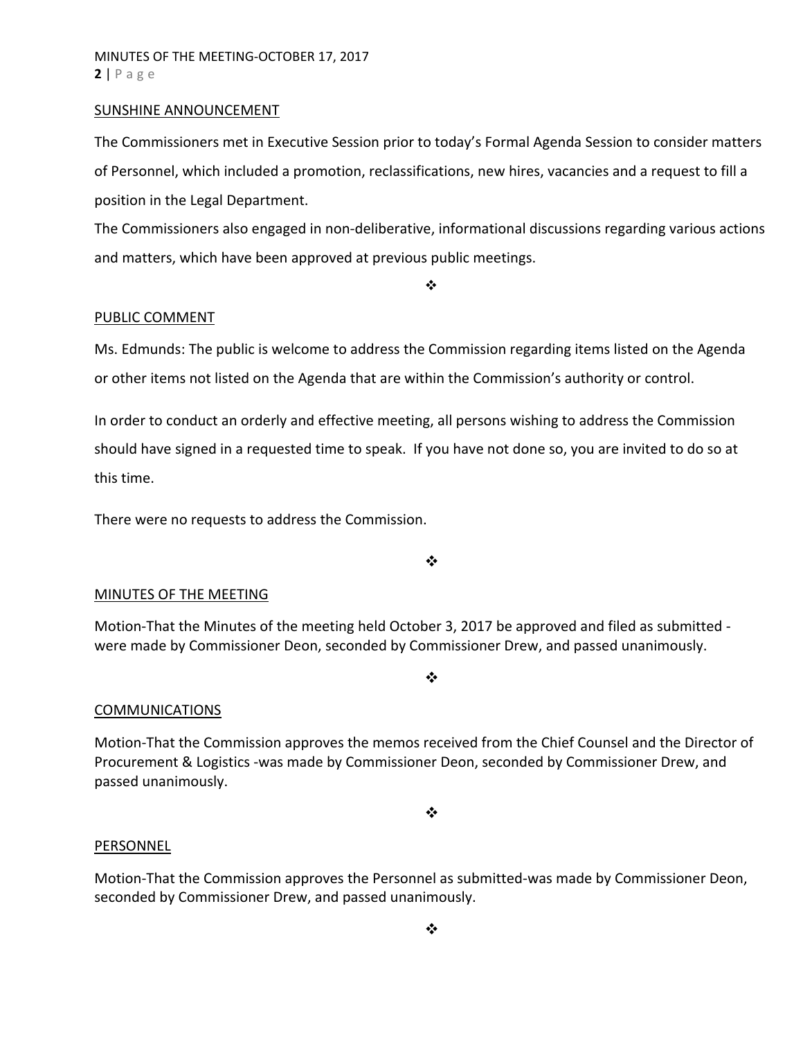## SUNSHINE ANNOUNCEMENT

The Commissioners met in Executive Session prior to today's Formal Agenda Session to consider matters of Personnel, which included a promotion, reclassifications, new hires, vacancies and a request to fill a position in the Legal Department.

The Commissioners also engaged in non-deliberative, informational discussions regarding various actions and matters, which have been approved at previous public meetings.

❖

## PUBLIC COMMENT

Ms. Edmunds: The public is welcome to address the Commission regarding items listed on the Agenda or other items not listed on the Agenda that are within the Commission's authority or control.

In order to conduct an orderly and effective meeting, all persons wishing to address the Commission should have signed in a requested time to speak. If you have not done so, you are invited to do so at this time.

There were no requests to address the Commission.

❖

## MINUTES OF THE MEETING

Motion-That the Minutes of the meeting held October 3, 2017 be approved and filed as submitted - were made by Commissioner Deon, seconded by Commissioner Drew, and passed unanimously.

❖

## COMMUNICATIONS

Motion-That the Commission approves the memos received from the Chief Counsel and the Director of Procurement & Logistics -was made by Commissioner Deon, seconded by Commissioner Drew, and passed unanimously.

❖

## PERSONNEL

Motion-That the Commission approves the Personnel as submitted-was made by Commissioner Deon, seconded by Commissioner Drew, and passed unanimously.

❖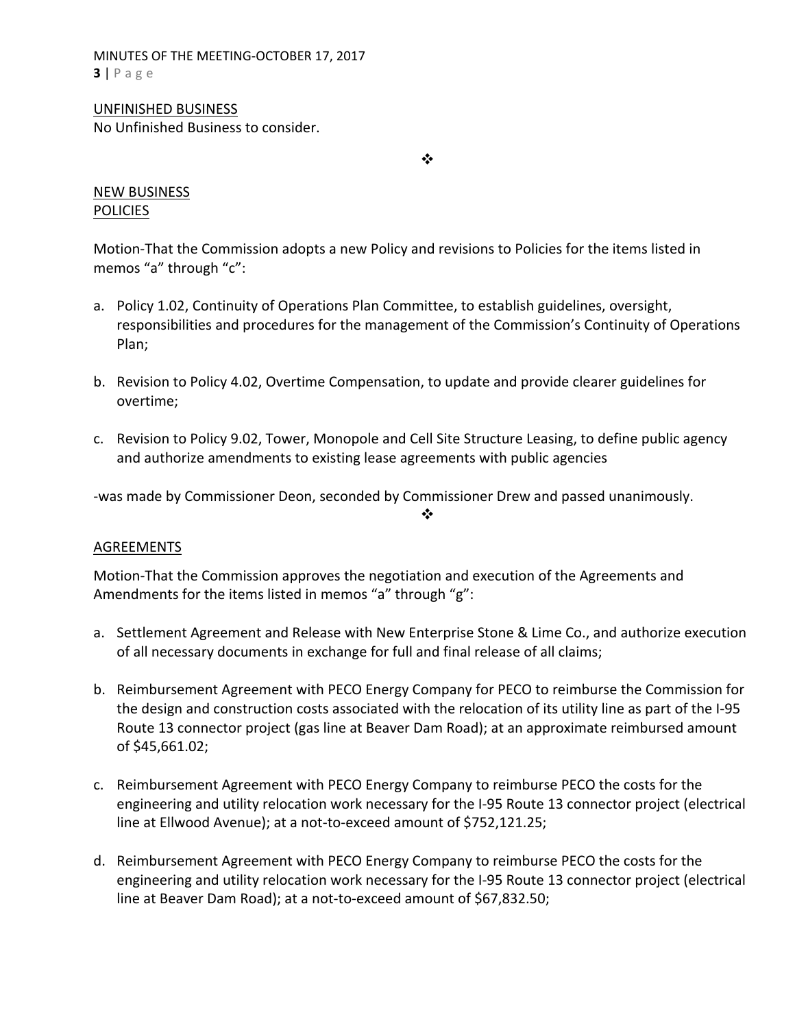UNFINISHED BUSINESS

No Unfinished Business to consider.

❖

NEW BUSINESS

POLICIES

Motion-That the Commission adopts a new Policy and revisions to Policies for the items listed in memos "a" through "c":

a. Policy 1.02, Continuity of Operations Plan Committee, to establish guidelines, oversight, responsibilities and procedures for the management of the Commission's Continuity of Operations Plan;

b. Revision to Policy 4.02, Overtime Compensation, to update and provide clearer guidelines for overtime;

c. Revision to Policy 9.02, Tower, Monopole and Cell Site Structure Leasing, to define public agency and authorize amendments to existing lease agreements with public agencies

-was made by Commissioner Deon, seconded by Commissioner Drew and passed unanimously.

❖

AGREEMENTS

Motion-That the Commission approves the negotiation and execution of the Agreements and Amendments for the items listed in memos "a" through "g":

a. Settlement Agreement and Release with New Enterprise Stone & Lime Co., and authorize execution of all necessary documents in exchange for full and final release of all claims;

b. Reimbursement Agreement with PECO Energy Company for PECO to reimburse the Commission for the design and construction costs associated with the relocation of its utility line as part of the I-95 Route 13 connector project (gas line at Beaver Dam Road); at an approximate reimbursed amount of $45,661.02;

c. Reimbursement Agreement with PECO Energy Company to reimburse PECO the costs for the engineering and utility relocation work necessary for the I-95 Route 13 connector project (electrical line at Ellwood Avenue); at a not-to-exceed amount of $752,121.25;

d. Reimbursement Agreement with PECO Energy Company to reimburse PECO the costs for the engineering and utility relocation work necessary for the I-95 Route 13 connector project (electrical line at Beaver Dam Road); at a not-to-exceed amount of $67,832.50;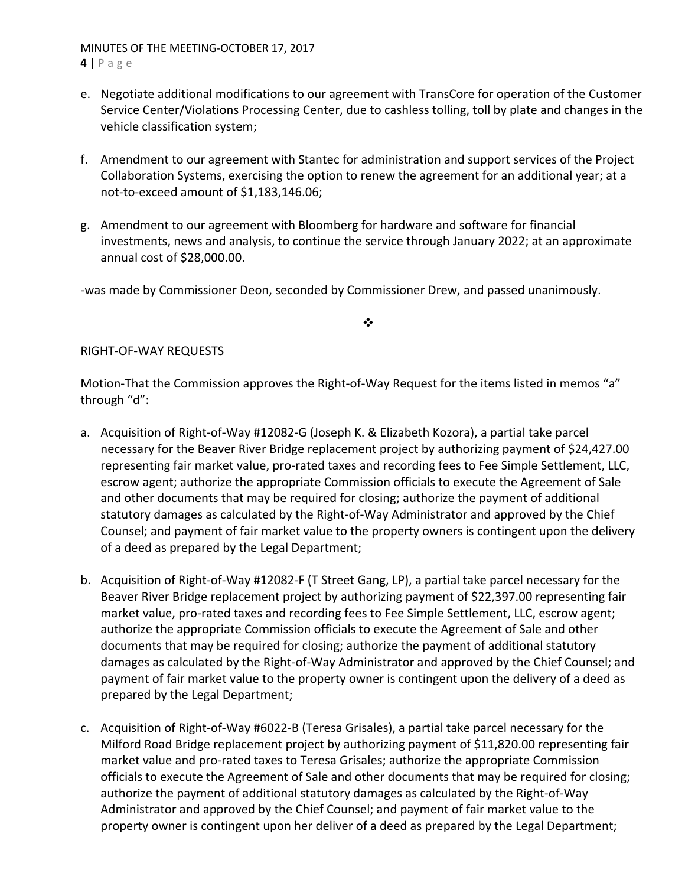e. Negotiate additional modifications to our agreement with TransCore for operation of the Customer Service Center/Violations Processing Center, due to cashless tolling, toll by plate and changes in the vehicle classification system;

f. Amendment to our agreement with Stantec for administration and support services of the Project Collaboration Systems, exercising the option to renew the agreement for an additional year; at a not-to-exceed amount of $1,183,146.06;

g. Amendment to our agreement with Bloomberg for hardware and software for financial investments, news and analysis, to continue the service through January 2022; at an approximate annual cost of $28,000.00.

-was made by Commissioner Deon, seconded by Commissioner Drew, and passed unanimously.

❖

RIGHT-OF-WAY REQUESTS

Motion-That the Commission approves the Right-of-Way Request for the items listed in memos "a" through "d":

a. Acquisition of Right-of-Way #12082-G (Joseph K. & Elizabeth Kozora), a partial take parcel necessary for the Beaver River Bridge replacement project by authorizing payment of $24,427.00 representing fair market value, pro-rated taxes and recording fees to Fee Simple Settlement, LLC, escrow agent; authorize the appropriate Commission officials to execute the Agreement of Sale and other documents that may be required for closing; authorize the payment of additional statutory damages as calculated by the Right-of-Way Administrator and approved by the Chief Counsel; and payment of fair market value to the property owners is contingent upon the delivery of a deed as prepared by the Legal Department;

b. Acquisition of Right-of-Way #12082-F (T Street Gang, LP), a partial take parcel necessary for the Beaver River Bridge replacement project by authorizing payment of $22,397.00 representing fair market value, pro-rated taxes and recording fees to Fee Simple Settlement, LLC, escrow agent; authorize the appropriate Commission officials to execute the Agreement of Sale and other documents that may be required for closing; authorize the payment of additional statutory damages as calculated by the Right-of-Way Administrator and approved by the Chief Counsel; and payment of fair market value to the property owner is contingent upon the delivery of a deed as prepared by the Legal Department;

c. Acquisition of Right-of-Way #6022-B (Teresa Grisales), a partial take parcel necessary for the Milford Road Bridge replacement project by authorizing payment of $11,820.00 representing fair market value and pro-rated taxes to Teresa Grisales; authorize the appropriate Commission officials to execute the Agreement of Sale and other documents that may be required for closing; authorize the payment of additional statutory damages as calculated by the Right-of-Way Administrator and approved by the Chief Counsel; and payment of fair market value to the property owner is contingent upon her deliver of a deed as prepared by the Legal Department;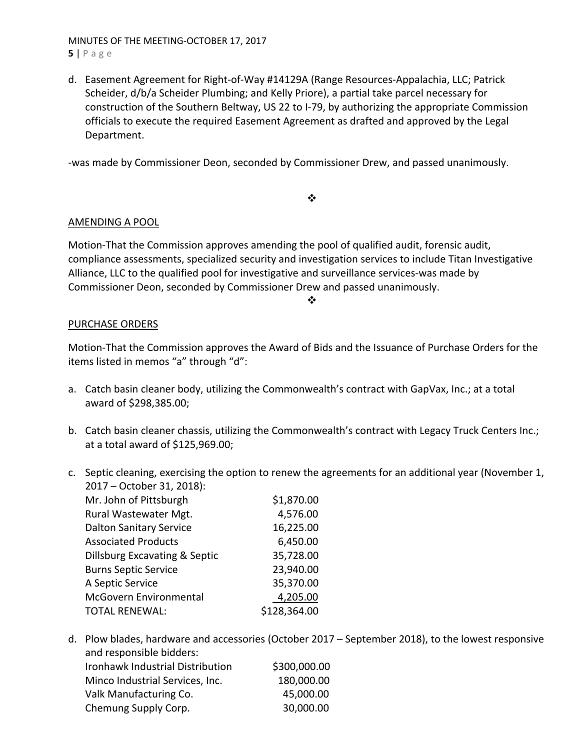d. Easement Agreement for Right-of-Way #14129A (Range Resources-Appalachia, LLC; Patrick Scheider, d/b/a Scheider Plumbing; and Kelly Priore), a partial take parcel necessary for construction of the Southern Beltway, US 22 to I-79, by authorizing the appropriate Commission officials to execute the required Easement Agreement as drafted and approved by the Legal Department.

-was made by Commissioner Deon, seconded by Commissioner Drew, and passed unanimously.

❖

AMENDING A POOL

Motion-That the Commission approves amending the pool of qualified audit, forensic audit, compliance assessments, specialized security and investigation services to include Titan Investigative Alliance, LLC to the qualified pool for investigative and surveillance services-was made by Commissioner Deon, seconded by Commissioner Drew and passed unanimously.

❖

PURCHASE ORDERS

Motion-That the Commission approves the Award of Bids and the Issuance of Purchase Orders for the items listed in memos "a" through "d":

a. Catch basin cleaner body, utilizing the Commonwealth's contract with GapVax, Inc.; at a total award of $298,385.00;

b. Catch basin cleaner chassis, utilizing the Commonwealth's contract with Legacy Truck Centers Inc.; at a total award of $125,969.00;

c. Septic cleaning, exercising the option to renew the agreements for an additional year (November 1, 2017 – October 31, 2018):

| | |
|---|---|
| Mr. John of Pittsburgh | $1,870.00 |
| Rural Wastewater Mgt. | 4,576.00 |
| Dalton Sanitary Service | 16,225.00 |
| Associated Products | 6,450.00 |
| Dillsburg Excavating & Septic | 35,728.00 |
| Burns Septic Service | 23,940.00 |
| A Septic Service | 35,370.00 |
| McGovern Environmental | 4,205.00 |
| TOTAL RENEWAL: | $128,364.00 |

d. Plow blades, hardware and accessories (October 2017 – September 2018), to the lowest responsive and responsible bidders:

| | |
|---|---|
| Ironhawk Industrial Distribution | $300,000.00 |
| Minco Industrial Services, Inc. | 180,000.00 |
| Valk Manufacturing Co. | 45,000.00 |
| Chemung Supply Corp. | 30,000.00 |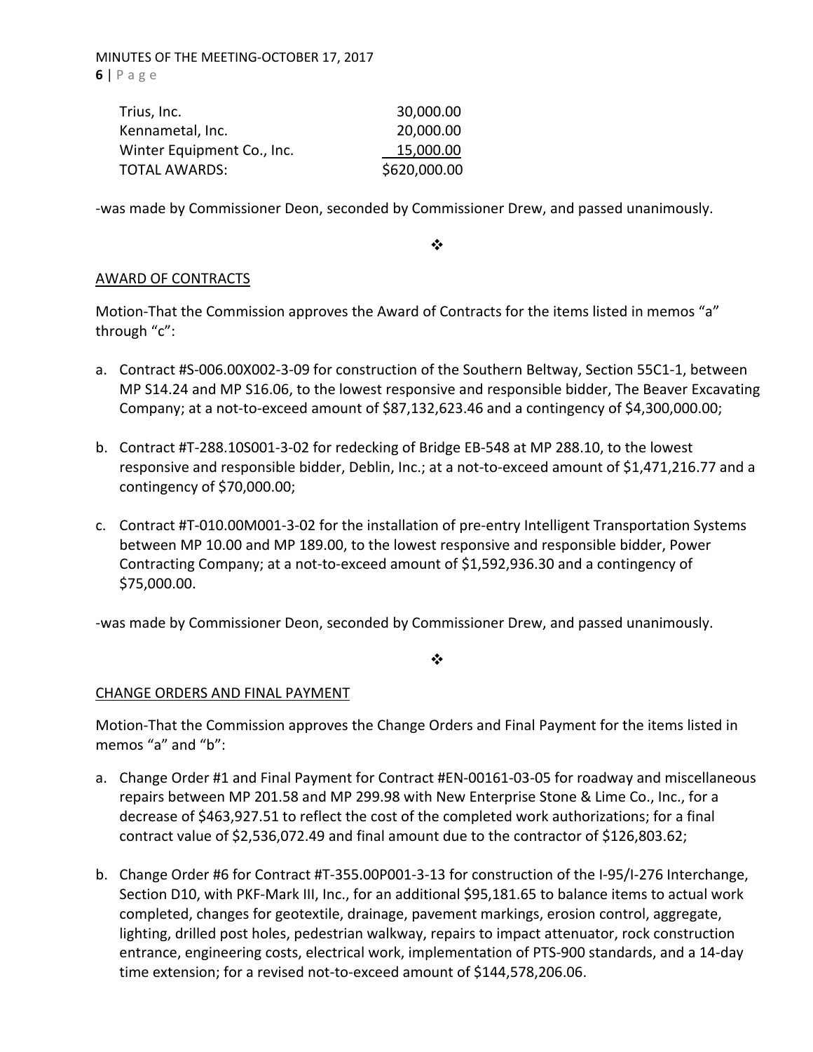| | |
|---|---|
| Trius, Inc. | 30,000.00 |
| Kennametal, Inc. | 20,000.00 |
| Winter Equipment Co., Inc. | 15,000.00 |
| TOTAL AWARDS: | $620,000.00 |

-was made by Commissioner Deon, seconded by Commissioner Drew, and passed unanimously.

❖

AWARD OF CONTRACTS

Motion-That the Commission approves the Award of Contracts for the items listed in memos "a" through "c":

a. Contract #S-006.00X002-3-09 for construction of the Southern Beltway, Section 55C1-1, between MP S14.24 and MP S16.06, to the lowest responsive and responsible bidder, The Beaver Excavating Company; at a not-to-exceed amount of $87,132,623.46 and a contingency of $4,300,000.00;

b. Contract #T-288.10S001-3-02 for redecking of Bridge EB-548 at MP 288.10, to the lowest responsive and responsible bidder, Deblin, Inc.; at a not-to-exceed amount of $1,471,216.77 and a contingency of $70,000.00;

c. Contract #T-010.00M001-3-02 for the installation of pre-entry Intelligent Transportation Systems between MP 10.00 and MP 189.00, to the lowest responsive and responsible bidder, Power Contracting Company; at a not-to-exceed amount of $1,592,936.30 and a contingency of $75,000.00.

-was made by Commissioner Deon, seconded by Commissioner Drew, and passed unanimously.

❖

CHANGE ORDERS AND FINAL PAYMENT

Motion-That the Commission approves the Change Orders and Final Payment for the items listed in memos "a" and "b":

a. Change Order #1 and Final Payment for Contract #EN-00161-03-05 for roadway and miscellaneous repairs between MP 201.58 and MP 299.98 with New Enterprise Stone & Lime Co., Inc., for a decrease of $463,927.51 to reflect the cost of the completed work authorizations; for a final contract value of $2,536,072.49 and final amount due to the contractor of $126,803.62;

b. Change Order #6 for Contract #T-355.00P001-3-13 for construction of the I-95/I-276 Interchange, Section D10, with PKF-Mark III, Inc., for an additional $95,181.65 to balance items to actual work completed, changes for geotextile, drainage, pavement markings, erosion control, aggregate, lighting, drilled post holes, pedestrian walkway, repairs to impact attenuator, rock construction entrance, engineering costs, electrical work, implementation of PTS-900 standards, and a 14-day time extension; for a revised not-to-exceed amount of $144,578,206.06.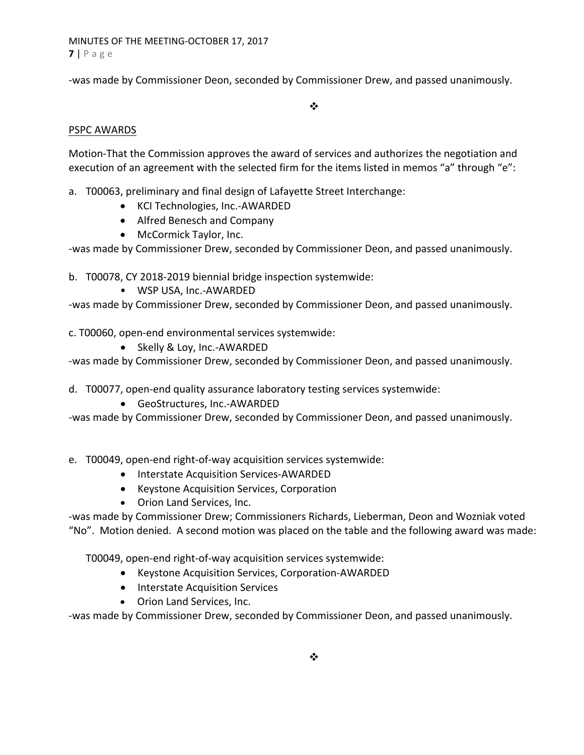-was made by Commissioner Deon, seconded by Commissioner Drew, and passed unanimously.

❖

PSPC AWARDS

Motion-That the Commission approves the award of services and authorizes the negotiation and execution of an agreement with the selected firm for the items listed in memos "a" through "e":

a. T00063, preliminary and final design of Lafayette Street Interchange:
   - KCI Technologies, Inc.-AWARDED
   - Alfred Benesch and Company
   - McCormick Taylor, Inc.

-was made by Commissioner Drew, seconded by Commissioner Deon, and passed unanimously.

b. T00078, CY 2018-2019 biennial bridge inspection systemwide:
   - WSP USA, Inc.-AWARDED

-was made by Commissioner Drew, seconded by Commissioner Deon, and passed unanimously.

c. T00060, open-end environmental services systemwide:
   - Skelly & Loy, Inc.-AWARDED

-was made by Commissioner Drew, seconded by Commissioner Deon, and passed unanimously.

d. T00077, open-end quality assurance laboratory testing services systemwide:
   - GeoStructures, Inc.-AWARDED

-was made by Commissioner Drew, seconded by Commissioner Deon, and passed unanimously.

e. T00049, open-end right-of-way acquisition services systemwide:
   - Interstate Acquisition Services-AWARDED
   - Keystone Acquisition Services, Corporation
   - Orion Land Services, Inc.

-was made by Commissioner Drew; Commissioners Richards, Lieberman, Deon and Wozniak voted "No". Motion denied. A second motion was placed on the table and the following award was made:

T00049, open-end right-of-way acquisition services systemwide:
   - Keystone Acquisition Services, Corporation-AWARDED
   - Interstate Acquisition Services
   - Orion Land Services, Inc.

-was made by Commissioner Drew, seconded by Commissioner Deon, and passed unanimously.

❖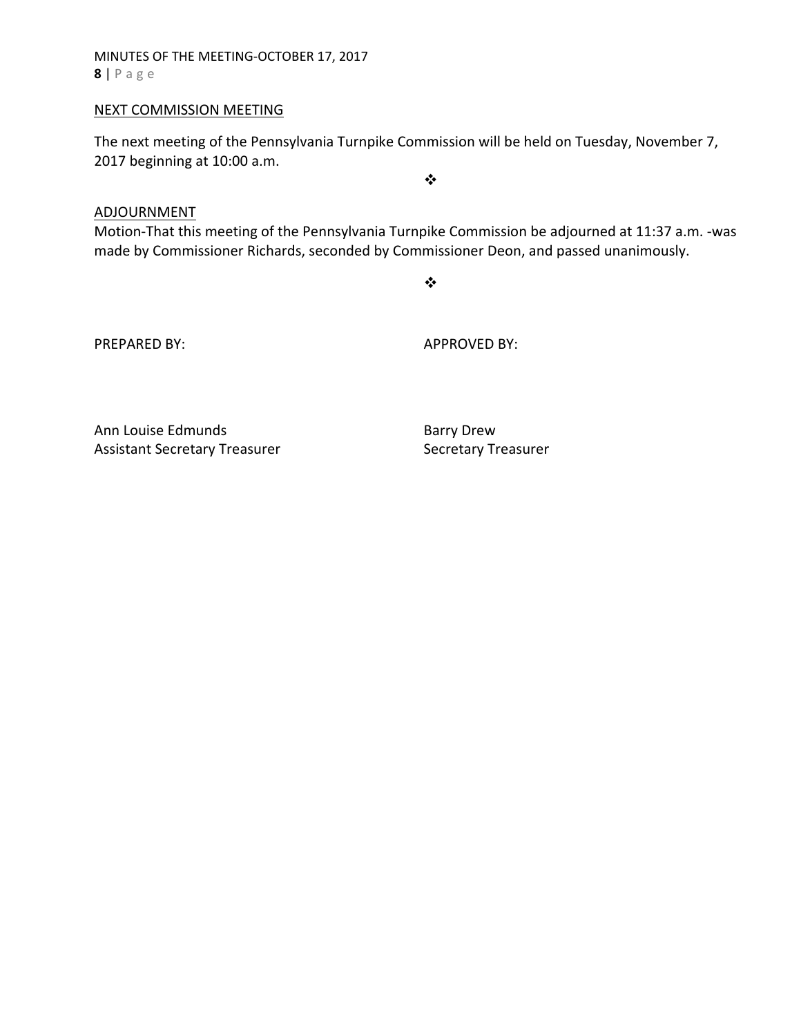NEXT COMMISSION MEETING

The next meeting of the Pennsylvania Turnpike Commission will be held on Tuesday, November 7, 2017 beginning at 10:00 a.m.

❖

ADJOURNMENT

Motion-That this meeting of the Pennsylvania Turnpike Commission be adjourned at 11:37 a.m. -was made by Commissioner Richards, seconded by Commissioner Deon, and passed unanimously.

❖

| PREPARED BY: | APPROVED BY: |
|---|---|
| Ann Louise Edmunds<br>Assistant Secretary Treasurer | Barry Drew<br>Secretary Treasurer |